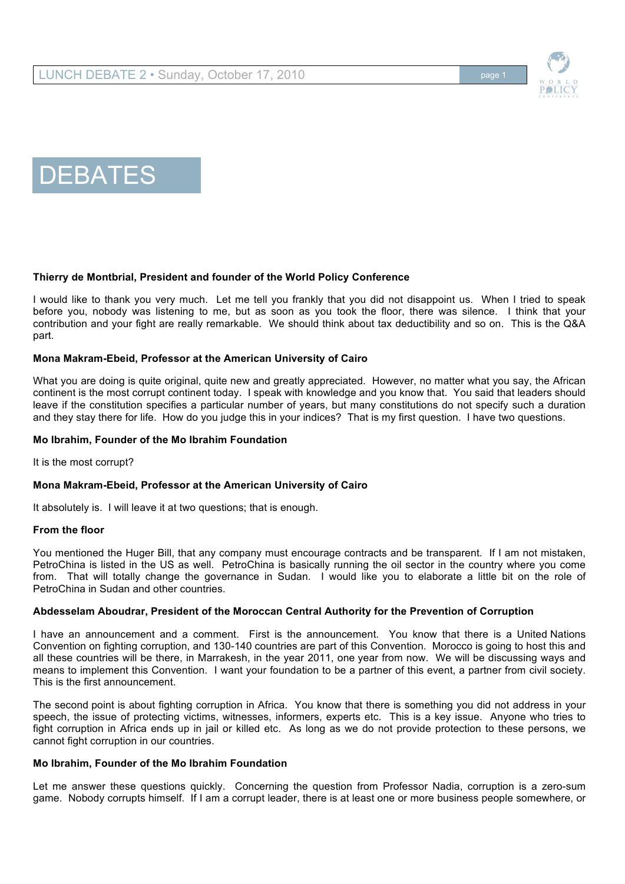# DEBATES

**Thierry de Montbrial, President and founder of the World Policy Conference**

I would like to thank you very much. Let me tell you frankly that you did not disappoint us. When I tried to speak before you, nobody was listening to me, but as soon as you took the floor, there was silence. I think that your contribution and your fight are really remarkable. We should think about tax deductibility and so on. This is the Q&A part.

**Mona Makram-Ebeid, Professor at the American University of Cairo**

What you are doing is quite original, quite new and greatly appreciated. However, no matter what you say, the African continent is the most corrupt continent today. I speak with knowledge and you know that. You said that leaders should leave if the constitution specifies a particular number of years, but many constitutions do not specify such a duration and they stay there for life. How do you judge this in your indices? That is my first question. I have two questions.

**Mo Ibrahim, Founder of the Mo Ibrahim Foundation**

It is the most corrupt?

**Mona Makram-Ebeid, Professor at the American University of Cairo**

It absolutely is. I will leave it at two questions; that is enough.

**From the floor**

You mentioned the Huger Bill, that any company must encourage contracts and be transparent. If I am not mistaken, PetroChina is listed in the US as well. PetroChina is basically running the oil sector in the country where you come from. That will totally change the governance in Sudan. I would like you to elaborate a little bit on the role of PetroChina in Sudan and other countries.

**Abdesselam Aboudrar, President of the Moroccan Central Authority for the Prevention of Corruption**

I have an announcement and a comment. First is the announcement. You know that there is a United Nations Convention on fighting corruption, and 130-140 countries are part of this Convention. Morocco is going to host this and all these countries will be there, in Marrakesh, in the year 2011, one year from now. We will be discussing ways and means to implement this Convention. I want your foundation to be a partner of this event, a partner from civil society. This is the first announcement.

The second point is about fighting corruption in Africa. You know that there is something you did not address in your speech, the issue of protecting victims, witnesses, informers, experts etc. This is a key issue. Anyone who tries to fight corruption in Africa ends up in jail or killed etc. As long as we do not provide protection to these persons, we cannot fight corruption in our countries.

**Mo Ibrahim, Founder of the Mo Ibrahim Foundation**

Let me answer these questions quickly. Concerning the question from Professor Nadia, corruption is a zero-sum game. Nobody corrupts himself. If I am a corrupt leader, there is at least one or more business people somewhere, or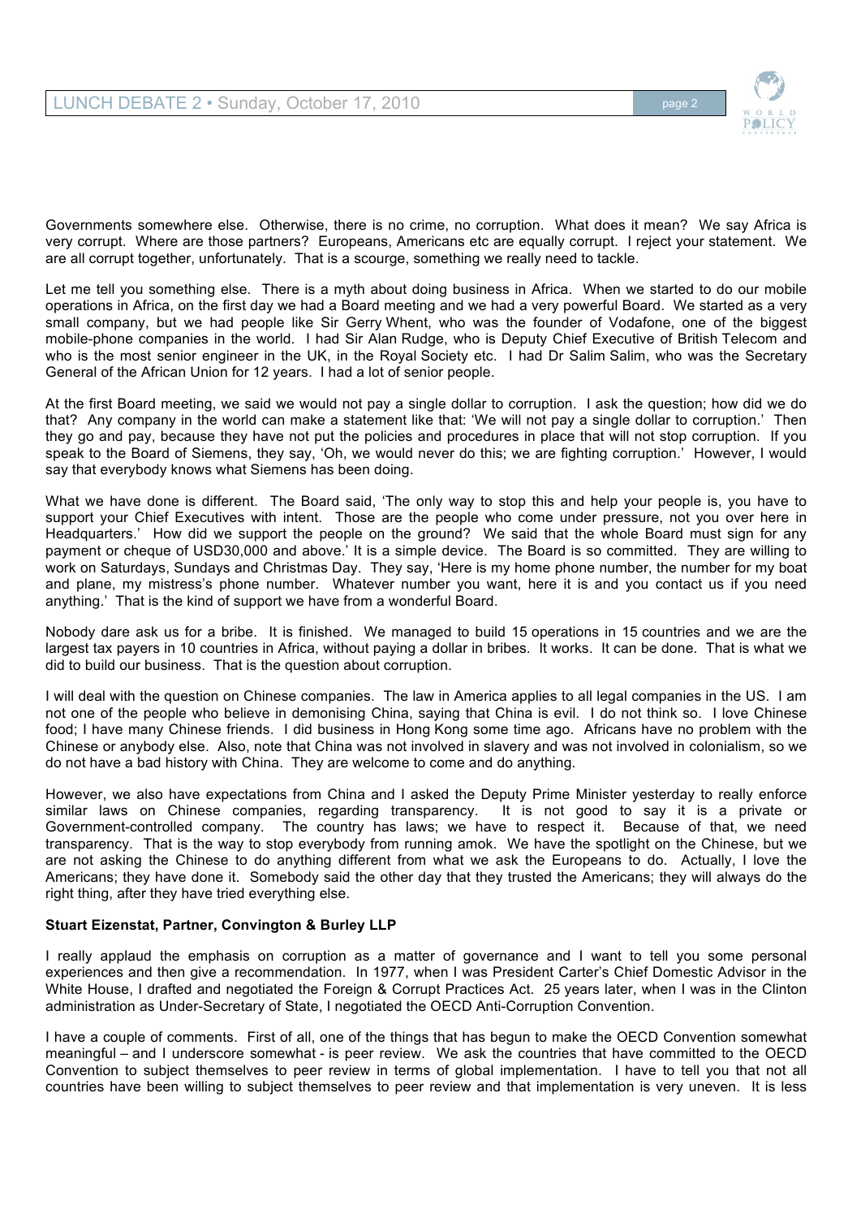Governments somewhere else. Otherwise, there is no crime, no corruption. What does it mean? We say Africa is very corrupt. Where are those partners? Europeans, Americans etc are equally corrupt. I reject your statement. We are all corrupt together, unfortunately. That is a scourge, something we really need to tackle.

Let me tell you something else. There is a myth about doing business in Africa. When we started to do our mobile operations in Africa, on the first day we had a Board meeting and we had a very powerful Board. We started as a very small company, but we had people like Sir Gerry Whent, who was the founder of Vodafone, one of the biggest mobile-phone companies in the world. I had Sir Alan Rudge, who is Deputy Chief Executive of British Telecom and who is the most senior engineer in the UK, in the Royal Society etc. I had Dr Salim Salim, who was the Secretary General of the African Union for 12 years. I had a lot of senior people.

At the first Board meeting, we said we would not pay a single dollar to corruption. I ask the question; how did we do that? Any company in the world can make a statement like that: 'We will not pay a single dollar to corruption.' Then they go and pay, because they have not put the policies and procedures in place that will not stop corruption. If you speak to the Board of Siemens, they say, 'Oh, we would never do this; we are fighting corruption.' However, I would say that everybody knows what Siemens has been doing.

What we have done is different. The Board said, 'The only way to stop this and help your people is, you have to support your Chief Executives with intent. Those are the people who come under pressure, not you over here in Headquarters.' How did we support the people on the ground? We said that the whole Board must sign for any payment or cheque of USD30,000 and above.' It is a simple device. The Board is so committed. They are willing to work on Saturdays, Sundays and Christmas Day. They say, 'Here is my home phone number, the number for my boat and plane, my mistress's phone number. Whatever number you want, here it is and you contact us if you need anything.' That is the kind of support we have from a wonderful Board.

Nobody dare ask us for a bribe. It is finished. We managed to build 15 operations in 15 countries and we are the largest tax payers in 10 countries in Africa, without paying a dollar in bribes. It works. It can be done. That is what we did to build our business. That is the question about corruption.

I will deal with the question on Chinese companies. The law in America applies to all legal companies in the US. I am not one of the people who believe in demonising China, saying that China is evil. I do not think so. I love Chinese food; I have many Chinese friends. I did business in Hong Kong some time ago. Africans have no problem with the Chinese or anybody else. Also, note that China was not involved in slavery and was not involved in colonialism, so we do not have a bad history with China. They are welcome to come and do anything.

However, we also have expectations from China and I asked the Deputy Prime Minister yesterday to really enforce similar laws on Chinese companies, regarding transparency. It is not good to say it is a private or Government-controlled company. The country has laws; we have to respect it. Because of that, we need transparency. That is the way to stop everybody from running amok. We have the spotlight on the Chinese, but we are not asking the Chinese to do anything different from what we ask the Europeans to do. Actually, I love the Americans; they have done it. Somebody said the other day that they trusted the Americans; they will always do the right thing, after they have tried everything else.

**Stuart Eizenstat, Partner, Convington & Burley LLP**

I really applaud the emphasis on corruption as a matter of governance and I want to tell you some personal experiences and then give a recommendation. In 1977, when I was President Carter's Chief Domestic Advisor in the White House, I drafted and negotiated the Foreign & Corrupt Practices Act. 25 years later, when I was in the Clinton administration as Under-Secretary of State, I negotiated the OECD Anti-Corruption Convention.

I have a couple of comments. First of all, one of the things that has begun to make the OECD Convention somewhat meaningful – and I underscore somewhat - is peer review. We ask the countries that have committed to the OECD Convention to subject themselves to peer review in terms of global implementation. I have to tell you that not all countries have been willing to subject themselves to peer review and that implementation is very uneven. It is less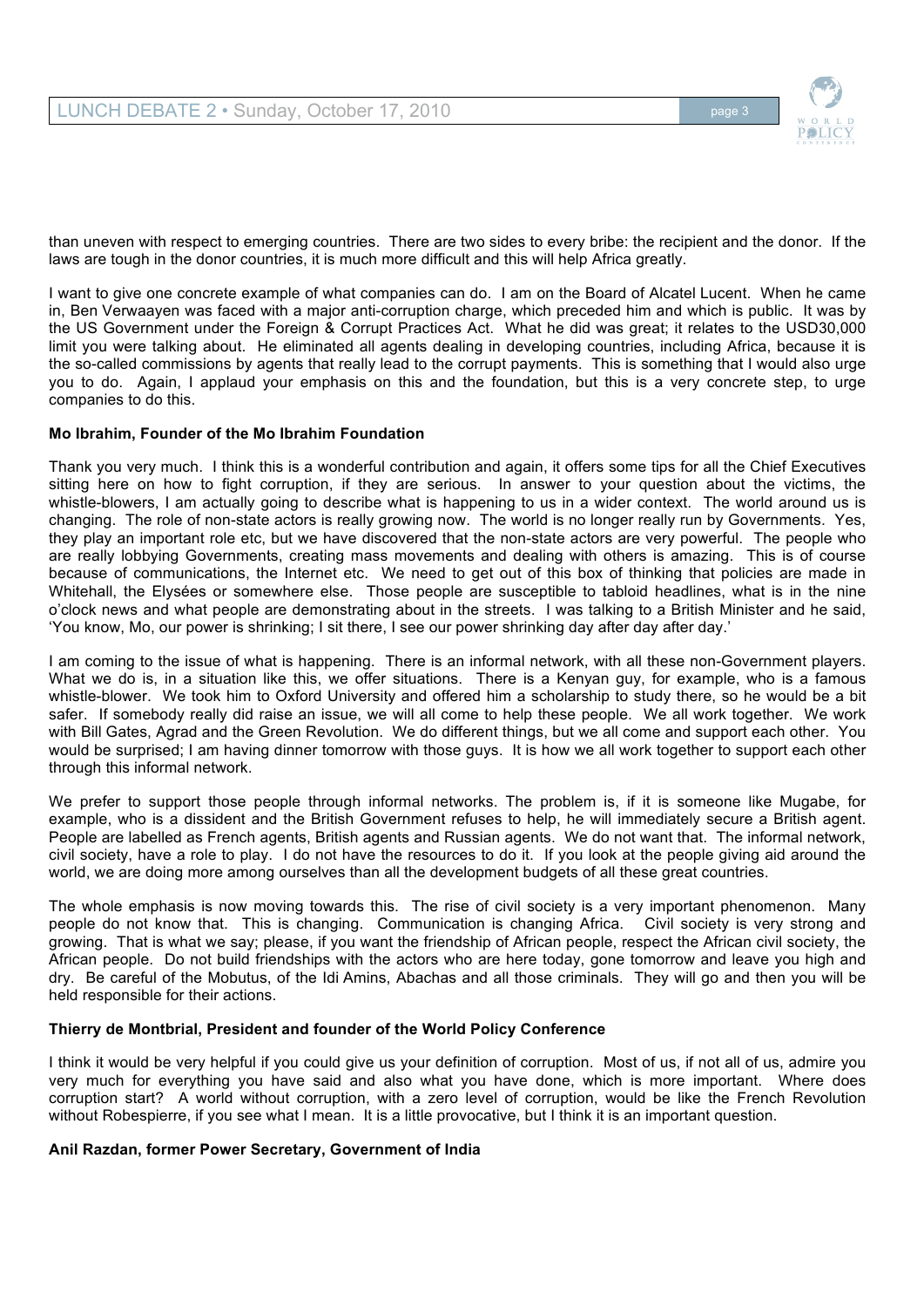than uneven with respect to emerging countries. There are two sides to every bribe: the recipient and the donor. If the laws are tough in the donor countries, it is much more difficult and this will help Africa greatly.

I want to give one concrete example of what companies can do. I am on the Board of Alcatel Lucent. When he came in, Ben Verwaayen was faced with a major anti-corruption charge, which preceded him and which is public. It was by the US Government under the Foreign & Corrupt Practices Act. What he did was great; it relates to the USD30,000 limit you were talking about. He eliminated all agents dealing in developing countries, including Africa, because it is the so-called commissions by agents that really lead to the corrupt payments. This is something that I would also urge you to do. Again, I applaud your emphasis on this and the foundation, but this is a very concrete step, to urge companies to do this.

**Mo Ibrahim, Founder of the Mo Ibrahim Foundation**

Thank you very much. I think this is a wonderful contribution and again, it offers some tips for all the Chief Executives sitting here on how to fight corruption, if they are serious. In answer to your question about the victims, the whistle-blowers, I am actually going to describe what is happening to us in a wider context. The world around us is changing. The role of non-state actors is really growing now. The world is no longer really run by Governments. Yes, they play an important role etc, but we have discovered that the non-state actors are very powerful. The people who are really lobbying Governments, creating mass movements and dealing with others is amazing. This is of course because of communications, the Internet etc. We need to get out of this box of thinking that policies are made in Whitehall, the Elysées or somewhere else. Those people are susceptible to tabloid headlines, what is in the nine o'clock news and what people are demonstrating about in the streets. I was talking to a British Minister and he said, 'You know, Mo, our power is shrinking; I sit there, I see our power shrinking day after day after day.'

I am coming to the issue of what is happening. There is an informal network, with all these non-Government players. What we do is, in a situation like this, we offer situations. There is a Kenyan guy, for example, who is a famous whistle-blower. We took him to Oxford University and offered him a scholarship to study there, so he would be a bit safer. If somebody really did raise an issue, we will all come to help these people. We all work together. We work with Bill Gates, Agrad and the Green Revolution. We do different things, but we all come and support each other. You would be surprised; I am having dinner tomorrow with those guys. It is how we all work together to support each other through this informal network.

We prefer to support those people through informal networks. The problem is, if it is someone like Mugabe, for example, who is a dissident and the British Government refuses to help, he will immediately secure a British agent. People are labelled as French agents, British agents and Russian agents. We do not want that. The informal network, civil society, have a role to play. I do not have the resources to do it. If you look at the people giving aid around the world, we are doing more among ourselves than all the development budgets of all these great countries.

The whole emphasis is now moving towards this. The rise of civil society is a very important phenomenon. Many people do not know that. This is changing. Communication is changing Africa. Civil society is very strong and growing. That is what we say; please, if you want the friendship of African people, respect the African civil society, the African people. Do not build friendships with the actors who are here today, gone tomorrow and leave you high and dry. Be careful of the Mobutus, of the Idi Amins, Abachas and all those criminals. They will go and then you will be held responsible for their actions.

**Thierry de Montbrial, President and founder of the World Policy Conference**

I think it would be very helpful if you could give us your definition of corruption. Most of us, if not all of us, admire you very much for everything you have said and also what you have done, which is more important. Where does corruption start? A world without corruption, with a zero level of corruption, would be like the French Revolution without Robespierre, if you see what I mean. It is a little provocative, but I think it is an important question.

**Anil Razdan, former Power Secretary, Government of India**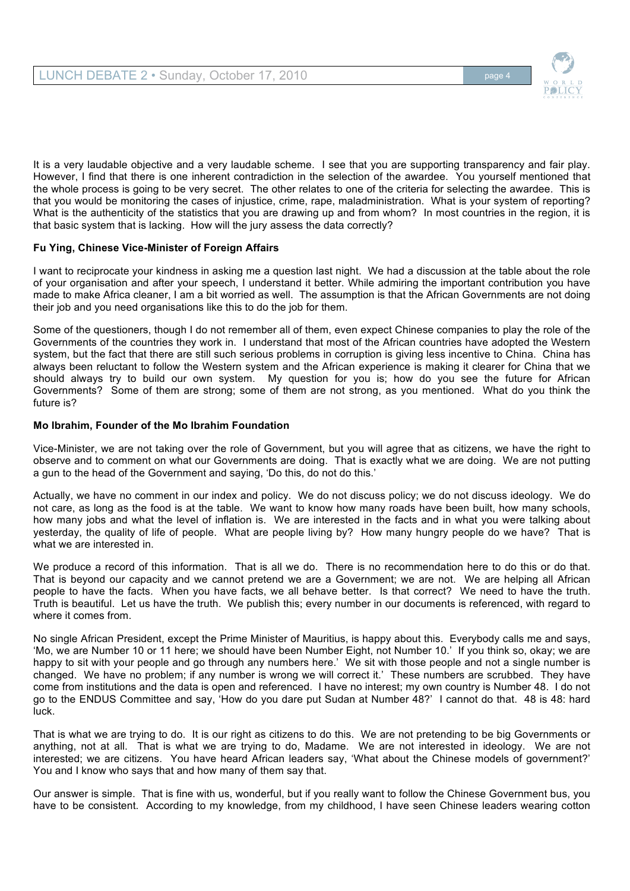It is a very laudable objective and a very laudable scheme. I see that you are supporting transparency and fair play. However, I find that there is one inherent contradiction in the selection of the awardee. You yourself mentioned that the whole process is going to be very secret. The other relates to one of the criteria for selecting the awardee. This is that you would be monitoring the cases of injustice, crime, rape, maladministration. What is your system of reporting? What is the authenticity of the statistics that you are drawing up and from whom? In most countries in the region, it is that basic system that is lacking. How will the jury assess the data correctly?

**Fu Ying, Chinese Vice-Minister of Foreign Affairs**

I want to reciprocate your kindness in asking me a question last night. We had a discussion at the table about the role of your organisation and after your speech, I understand it better. While admiring the important contribution you have made to make Africa cleaner, I am a bit worried as well. The assumption is that the African Governments are not doing their job and you need organisations like this to do the job for them.

Some of the questioners, though I do not remember all of them, even expect Chinese companies to play the role of the Governments of the countries they work in. I understand that most of the African countries have adopted the Western system, but the fact that there are still such serious problems in corruption is giving less incentive to China. China has always been reluctant to follow the Western system and the African experience is making it clearer for China that we should always try to build our own system. My question for you is; how do you see the future for African Governments? Some of them are strong; some of them are not strong, as you mentioned. What do you think the future is?

**Mo Ibrahim, Founder of the Mo Ibrahim Foundation**

Vice-Minister, we are not taking over the role of Government, but you will agree that as citizens, we have the right to observe and to comment on what our Governments are doing. That is exactly what we are doing. We are not putting a gun to the head of the Government and saying, 'Do this, do not do this.'

Actually, we have no comment in our index and policy. We do not discuss policy; we do not discuss ideology. We do not care, as long as the food is at the table. We want to know how many roads have been built, how many schools, how many jobs and what the level of inflation is. We are interested in the facts and in what you were talking about yesterday, the quality of life of people. What are people living by? How many hungry people do we have? That is what we are interested in.

We produce a record of this information. That is all we do. There is no recommendation here to do this or do that. That is beyond our capacity and we cannot pretend we are a Government; we are not. We are helping all African people to have the facts. When you have facts, we all behave better. Is that correct? We need to have the truth. Truth is beautiful. Let us have the truth. We publish this; every number in our documents is referenced, with regard to where it comes from.

No single African President, except the Prime Minister of Mauritius, is happy about this. Everybody calls me and says, 'Mo, we are Number 10 or 11 here; we should have been Number Eight, not Number 10.' If you think so, okay; we are happy to sit with your people and go through any numbers here.' We sit with those people and not a single number is changed. We have no problem; if any number is wrong we will correct it.' These numbers are scrubbed. They have come from institutions and the data is open and referenced. I have no interest; my own country is Number 48. I do not go to the ENDUS Committee and say, 'How do you dare put Sudan at Number 48?' I cannot do that. 48 is 48: hard luck.

That is what we are trying to do. It is our right as citizens to do this. We are not pretending to be big Governments or anything, not at all. That is what we are trying to do, Madame. We are not interested in ideology. We are not interested; we are citizens. You have heard African leaders say, 'What about the Chinese models of government?' You and I know who says that and how many of them say that.

Our answer is simple. That is fine with us, wonderful, but if you really want to follow the Chinese Government bus, you have to be consistent. According to my knowledge, from my childhood, I have seen Chinese leaders wearing cotton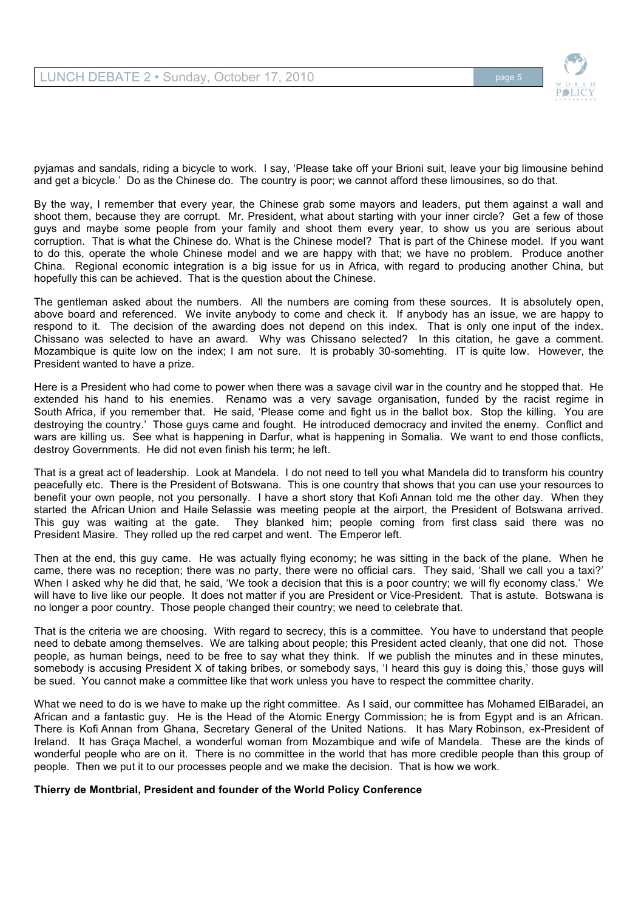pyjamas and sandals, riding a bicycle to work. I say, 'Please take off your Brioni suit, leave your big limousine behind and get a bicycle.' Do as the Chinese do. The country is poor; we cannot afford these limousines, so do that.

By the way, I remember that every year, the Chinese grab some mayors and leaders, put them against a wall and shoot them, because they are corrupt. Mr. President, what about starting with your inner circle? Get a few of those guys and maybe some people from your family and shoot them every year, to show us you are serious about corruption. That is what the Chinese do. What is the Chinese model? That is part of the Chinese model. If you want to do this, operate the whole Chinese model and we are happy with that; we have no problem. Produce another China. Regional economic integration is a big issue for us in Africa, with regard to producing another China, but hopefully this can be achieved. That is the question about the Chinese.

The gentleman asked about the numbers. All the numbers are coming from these sources. It is absolutely open, above board and referenced. We invite anybody to come and check it. If anybody has an issue, we are happy to respond to it. The decision of the awarding does not depend on this index. That is only one input of the index. Chissano was selected to have an award. Why was Chissano selected? In this citation, he gave a comment. Mozambique is quite low on the index; I am not sure. It is probably 30-somehting. IT is quite low. However, the President wanted to have a prize.

Here is a President who had come to power when there was a savage civil war in the country and he stopped that. He extended his hand to his enemies. Renamo was a very savage organisation, funded by the racist regime in South Africa, if you remember that. He said, 'Please come and fight us in the ballot box. Stop the killing. You are destroying the country.' Those guys came and fought. He introduced democracy and invited the enemy. Conflict and wars are killing us. See what is happening in Darfur, what is happening in Somalia. We want to end those conflicts, destroy Governments. He did not even finish his term; he left.

That is a great act of leadership. Look at Mandela. I do not need to tell you what Mandela did to transform his country peacefully etc. There is the President of Botswana. This is one country that shows that you can use your resources to benefit your own people, not you personally. I have a short story that Kofi Annan told me the other day. When they started the African Union and Haile Selassie was meeting people at the airport, the President of Botswana arrived. This guy was waiting at the gate. They blanked him; people coming from first class said there was no President Masire. They rolled up the red carpet and went. The Emperor left.

Then at the end, this guy came. He was actually flying economy; he was sitting in the back of the plane. When he came, there was no reception; there was no party, there were no official cars. They said, 'Shall we call you a taxi?' When I asked why he did that, he said, 'We took a decision that this is a poor country; we will fly economy class.' We will have to live like our people. It does not matter if you are President or Vice-President. That is astute. Botswana is no longer a poor country. Those people changed their country; we need to celebrate that.

That is the criteria we are choosing. With regard to secrecy, this is a committee. You have to understand that people need to debate among themselves. We are talking about people; this President acted cleanly, that one did not. Those people, as human beings, need to be free to say what they think. If we publish the minutes and in these minutes, somebody is accusing President X of taking bribes, or somebody says, 'I heard this guy is doing this,' those guys will be sued. You cannot make a committee like that work unless you have to respect the committee charity.

What we need to do is we have to make up the right committee. As I said, our committee has Mohamed ElBaradei, an African and a fantastic guy. He is the Head of the Atomic Energy Commission; he is from Egypt and is an African. There is Kofi Annan from Ghana, Secretary General of the United Nations. It has Mary Robinson, ex-President of Ireland. It has Graça Machel, a wonderful woman from Mozambique and wife of Mandela. These are the kinds of wonderful people who are on it. There is no committee in the world that has more credible people than this group of people. Then we put it to our processes people and we make the decision. That is how we work.

**Thierry de Montbrial, President and founder of the World Policy Conference**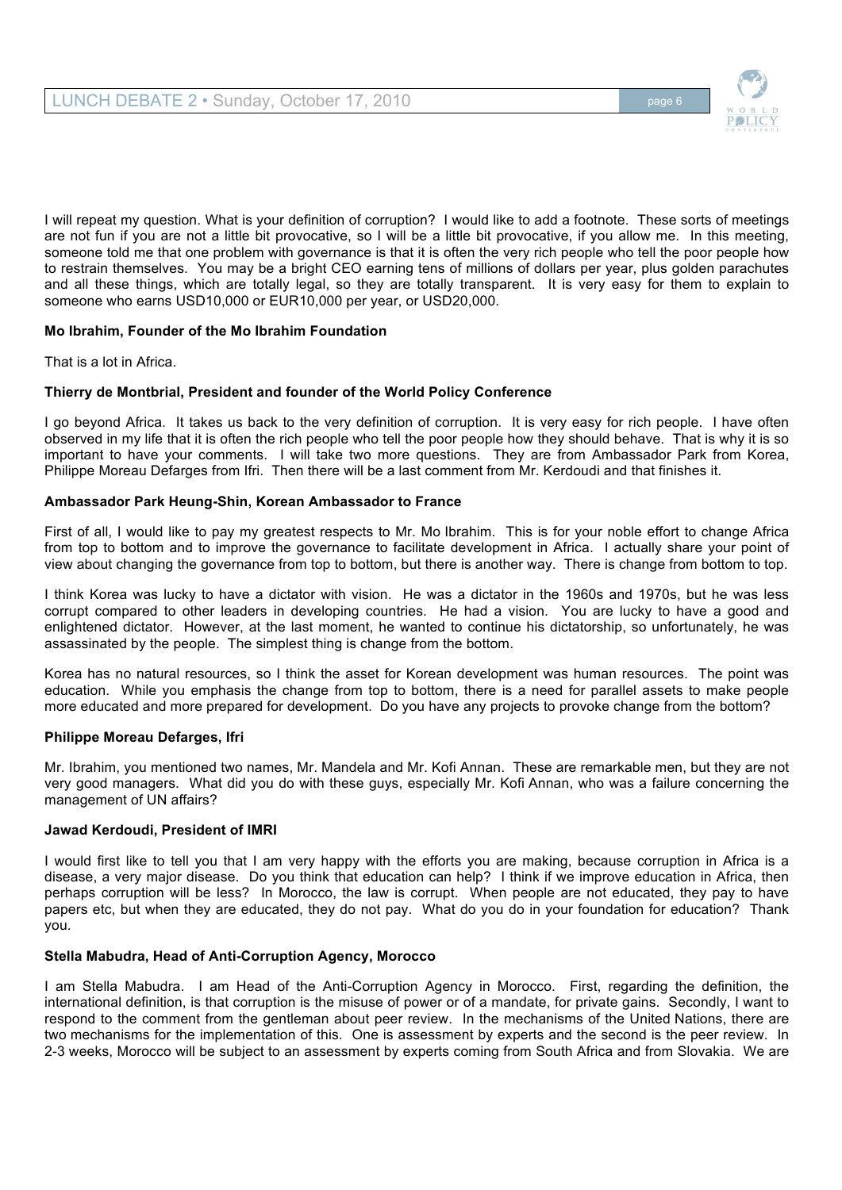I will repeat my question. What is your definition of corruption? I would like to add a footnote. These sorts of meetings are not fun if you are not a little bit provocative, so I will be a little bit provocative, if you allow me. In this meeting, someone told me that one problem with governance is that it is often the very rich people who tell the poor people how to restrain themselves. You may be a bright CEO earning tens of millions of dollars per year, plus golden parachutes and all these things, which are totally legal, so they are totally transparent. It is very easy for them to explain to someone who earns USD10,000 or EUR10,000 per year, or USD20,000.

**Mo Ibrahim, Founder of the Mo Ibrahim Foundation**

That is a lot in Africa.

**Thierry de Montbrial, President and founder of the World Policy Conference**

I go beyond Africa. It takes us back to the very definition of corruption. It is very easy for rich people. I have often observed in my life that it is often the rich people who tell the poor people how they should behave. That is why it is so important to have your comments. I will take two more questions. They are from Ambassador Park from Korea, Philippe Moreau Defarges from Ifri. Then there will be a last comment from Mr. Kerdoudi and that finishes it.

**Ambassador Park Heung-Shin, Korean Ambassador to France**

First of all, I would like to pay my greatest respects to Mr. Mo Ibrahim. This is for your noble effort to change Africa from top to bottom and to improve the governance to facilitate development in Africa. I actually share your point of view about changing the governance from top to bottom, but there is another way. There is change from bottom to top.

I think Korea was lucky to have a dictator with vision. He was a dictator in the 1960s and 1970s, but he was less corrupt compared to other leaders in developing countries. He had a vision. You are lucky to have a good and enlightened dictator. However, at the last moment, he wanted to continue his dictatorship, so unfortunately, he was assassinated by the people. The simplest thing is change from the bottom.

Korea has no natural resources, so I think the asset for Korean development was human resources. The point was education. While you emphasis the change from top to bottom, there is a need for parallel assets to make people more educated and more prepared for development. Do you have any projects to provoke change from the bottom?

**Philippe Moreau Defarges, Ifri**

Mr. Ibrahim, you mentioned two names, Mr. Mandela and Mr. Kofi Annan. These are remarkable men, but they are not very good managers. What did you do with these guys, especially Mr. Kofi Annan, who was a failure concerning the management of UN affairs?

**Jawad Kerdoudi, President of IMRI**

I would first like to tell you that I am very happy with the efforts you are making, because corruption in Africa is a disease, a very major disease. Do you think that education can help? I think if we improve education in Africa, then perhaps corruption will be less? In Morocco, the law is corrupt. When people are not educated, they pay to have papers etc, but when they are educated, they do not pay. What do you do in your foundation for education? Thank you.

**Stella Mabudra, Head of Anti-Corruption Agency, Morocco**

I am Stella Mabudra. I am Head of the Anti-Corruption Agency in Morocco. First, regarding the definition, the international definition, is that corruption is the misuse of power or of a mandate, for private gains. Secondly, I want to respond to the comment from the gentleman about peer review. In the mechanisms of the United Nations, there are two mechanisms for the implementation of this. One is assessment by experts and the second is the peer review. In 2-3 weeks, Morocco will be subject to an assessment by experts coming from South Africa and from Slovakia. We are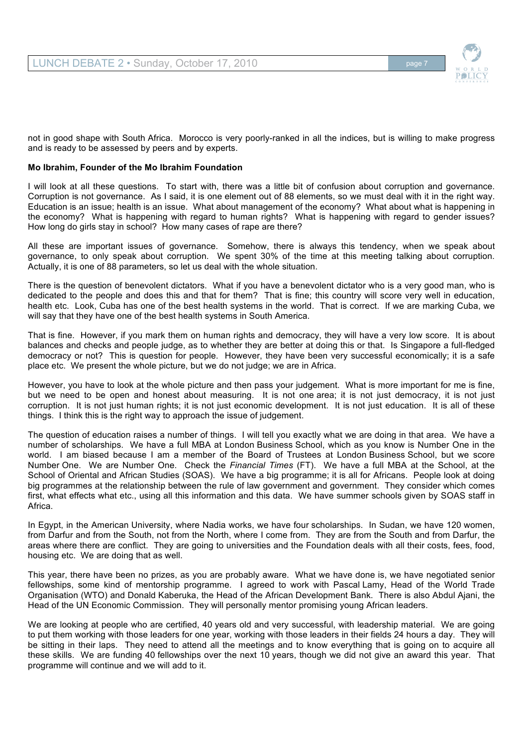not in good shape with South Africa. Morocco is very poorly-ranked in all the indices, but is willing to make progress and is ready to be assessed by peers and by experts.

**Mo Ibrahim, Founder of the Mo Ibrahim Foundation**

I will look at all these questions. To start with, there was a little bit of confusion about corruption and governance. Corruption is not governance. As I said, it is one element out of 88 elements, so we must deal with it in the right way. Education is an issue; health is an issue. What about management of the economy? What about what is happening in the economy? What is happening with regard to human rights? What is happening with regard to gender issues? How long do girls stay in school? How many cases of rape are there?

All these are important issues of governance. Somehow, there is always this tendency, when we speak about governance, to only speak about corruption. We spent 30% of the time at this meeting talking about corruption. Actually, it is one of 88 parameters, so let us deal with the whole situation.

There is the question of benevolent dictators. What if you have a benevolent dictator who is a very good man, who is dedicated to the people and does this and that for them? That is fine; this country will score very well in education, health etc. Look, Cuba has one of the best health systems in the world. That is correct. If we are marking Cuba, we will say that they have one of the best health systems in South America.

That is fine. However, if you mark them on human rights and democracy, they will have a very low score. It is about balances and checks and people judge, as to whether they are better at doing this or that. Is Singapore a full-fledged democracy or not? This is question for people. However, they have been very successful economically; it is a safe place etc. We present the whole picture, but we do not judge; we are in Africa.

However, you have to look at the whole picture and then pass your judgement. What is more important for me is fine, but we need to be open and honest about measuring. It is not one area; it is not just democracy, it is not just corruption. It is not just human rights; it is not just economic development. It is not just education. It is all of these things. I think this is the right way to approach the issue of judgement.

The question of education raises a number of things. I will tell you exactly what we are doing in that area. We have a number of scholarships. We have a full MBA at London Business School, which as you know is Number One in the world. I am biased because I am a member of the Board of Trustees at London Business School, but we score Number One. We are Number One. Check the *Financial Times* (FT). We have a full MBA at the School, at the School of Oriental and African Studies (SOAS). We have a big programme; it is all for Africans. People look at doing big programmes at the relationship between the rule of law government and government. They consider which comes first, what effects what etc., using all this information and this data. We have summer schools given by SOAS staff in Africa.

In Egypt, in the American University, where Nadia works, we have four scholarships. In Sudan, we have 120 women, from Darfur and from the South, not from the North, where I come from. They are from the South and from Darfur, the areas where there are conflict. They are going to universities and the Foundation deals with all their costs, fees, food, housing etc. We are doing that as well.

This year, there have been no prizes, as you are probably aware. What we have done is, we have negotiated senior fellowships, some kind of mentorship programme. I agreed to work with Pascal Lamy, Head of the World Trade Organisation (WTO) and Donald Kaberuka, the Head of the African Development Bank. There is also Abdul Ajani, the Head of the UN Economic Commission. They will personally mentor promising young African leaders.

We are looking at people who are certified, 40 years old and very successful, with leadership material. We are going to put them working with those leaders for one year, working with those leaders in their fields 24 hours a day. They will be sitting in their laps. They need to attend all the meetings and to know everything that is going on to acquire all these skills. We are funding 40 fellowships over the next 10 years, though we did not give an award this year. That programme will continue and we will add to it.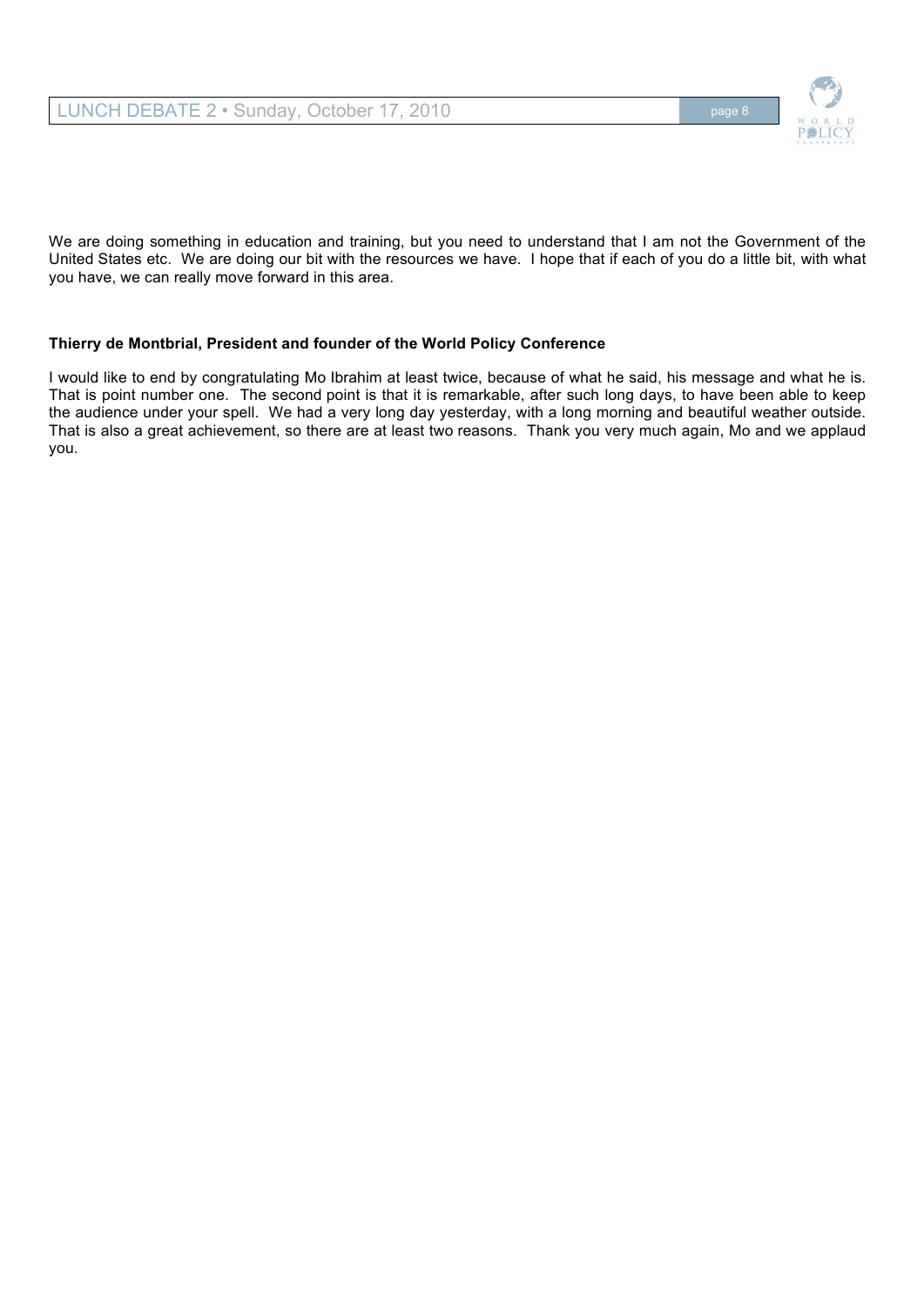We are doing something in education and training, but you need to understand that I am not the Government of the United States etc. We are doing our bit with the resources we have. I hope that if each of you do a little bit, with what you have, we can really move forward in this area.

**Thierry de Montbrial, President and founder of the World Policy Conference**

I would like to end by congratulating Mo Ibrahim at least twice, because of what he said, his message and what he is. That is point number one. The second point is that it is remarkable, after such long days, to have been able to keep the audience under your spell. We had a very long day yesterday, with a long morning and beautiful weather outside. That is also a great achievement, so there are at least two reasons. Thank you very much again, Mo and we applaud you.